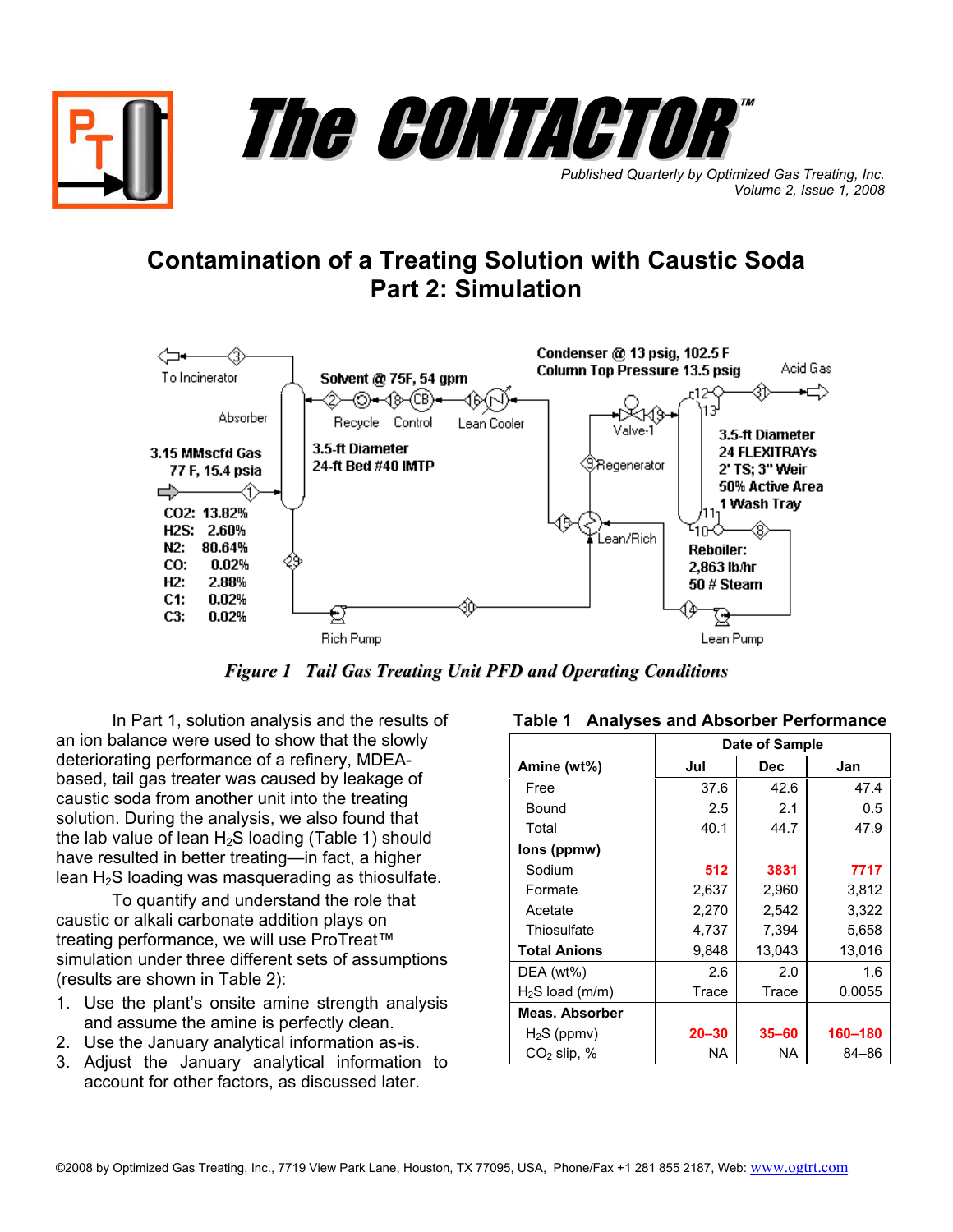# The CONTACTOR™

*Published Quarterly by Optimized Gas Treating, Inc.*
*Volume 2, Issue 1, 2008*

## Contamination of a Treating Solution with Caustic Soda
## Part 2: Simulation

*Figure 1 Tail Gas Treating Unit PFD and Operating Conditions*

In Part 1, solution analysis and the results of an ion balance were used to show that the slowly deteriorating performance of a refinery, MDEA-based, tail gas treater was caused by leakage of caustic soda from another unit into the treating solution. During the analysis, we also found that the lab value of lean $H_2S$ loading (Table 1) should have resulted in better treating—in fact, a higher lean $H_2S$ loading was masquerading as thiosulfate.

To quantify and understand the role that caustic or alkali carbonate addition plays on treating performance, we will use ProTreat™ simulation under three different sets of assumptions (results are shown in Table 2):

1. Use the plant's onsite amine strength analysis and assume the amine is perfectly clean.
2. Use the January analytical information as-is.
3. Adjust the January analytical information to account for other factors, as discussed later.

**Table 1 Analyses and Absorber Performance**

| | Date of Sample | | |
|---|---|---|---|
| **Amine (wt%)** | **Jul** | **Dec** | **Jan** |
| Free | 37.6 | 42.6 | 47.4 |
| Bound | 2.5 | 2.1 | 0.5 |
| Total | 40.1 | 44.7 | 47.9 |
| **Ions (ppmw)** | | | |
| Sodium | **512** | **3831** | **7717** |
| Formate | 2,637 | 2,960 | 3,812 |
| Acetate | 2,270 | 2,542 | 3,322 |
| Thiosulfate | 4,737 | 7,394 | 5,658 |
| **Total Anions** | 9,848 | 13,043 | 13,016 |
| DEA (wt%) | 2.6 | 2.0 | 1.6 |
| $H_2S$ load (m/m) | Trace | Trace | 0.0055 |
| **Meas. Absorber** | | | |
| $H_2S$ (ppmv) | **20–30** | **35–60** | **160–180** |
| $CO_2$ slip, % | NA | NA | 84–86 |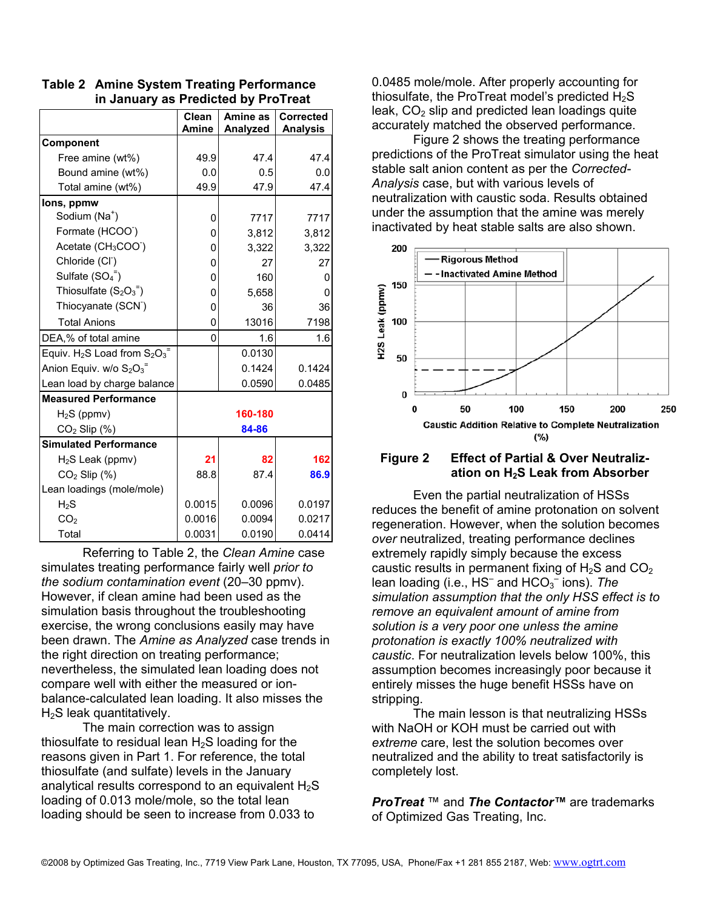**Table 2 Amine System Treating Performance in January as Predicted by ProTreat**

| | Clean Amine | Amine as Analyzed | Corrected Analysis |
|---|---|---|---|
| **Component** | | | |
| Free amine (wt%) | 49.9 | 47.4 | 47.4 |
| Bound amine (wt%) | 0.0 | 0.5 | 0.0 |
| Total amine (wt%) | 49.9 | 47.9 | 47.4 |
| **Ions, ppmw** | | | |
| Sodium ($Na^+$) | 0 | 7717 | 7717 |
| Formate ($HCOO^-$) | 0 | 3,812 | 3,812 |
| Acetate ($CH_3COO^-$) | 0 | 3,322 | 3,322 |
| Chloride ($Cl^-$) | 0 | 27 | 27 |
| Sulfate ($SO_4^=$) | 0 | 160 | 0 |
| Thiosulfate ($S_2O_3^=$) | 0 | 5,658 | 0 |
| Thiocyanate ($SCN^-$) | 0 | 36 | 36 |
| Total Anions | 0 | 13016 | 7198 |
| DEA,% of total amine | 0 | 1.6 | 1.6 |
| Equiv. $H_2S$ Load from $S_2O_3^=$ | | 0.0130 | |
| Anion Equiv. w/o $S_2O_3^=$ | | 0.1424 | 0.1424 |
| Lean load by charge balance | | 0.0590 | 0.0485 |
| **Measured Performance** | | | |
| $H_2S$ (ppmv) | | 160-180 | |
| $CO_2$ Slip (%) | | 84-86 | |
| **Simulated Performance** | | | |
| $H_2S$ Leak (ppmv) | 21 | 82 | 162 |
| $CO_2$ Slip (%) | 88.8 | 87.4 | 86.9 |
| Lean loadings (mole/mole) | | | |
| $H_2S$ | 0.0015 | 0.0096 | 0.0197 |
| $CO_2$ | 0.0016 | 0.0094 | 0.0217 |
| Total | 0.0031 | 0.0190 | 0.0414 |

Referring to Table 2, the *Clean Amine* case simulates treating performance fairly well *prior to the sodium contamination event* (20–30 ppmv). However, if clean amine had been used as the simulation basis throughout the troubleshooting exercise, the wrong conclusions easily may have been drawn. The *Amine as Analyzed* case trends in the right direction on treating performance; nevertheless, the simulated lean loading does not compare well with either the measured or ion-balance-calculated lean loading. It also misses the $H_2S$ leak quantitatively.

The main correction was to assign thiosulfate to residual lean $H_2S$ loading for the reasons given in Part 1. For reference, the total thiosulfate (and sulfate) levels in the January analytical results correspond to an equivalent $H_2S$ loading of 0.013 mole/mole, so the total lean loading should be seen to increase from 0.033 to 0.0485 mole/mole. After properly accounting for thiosulfate, the ProTreat model's predicted $H_2S$ leak, $CO_2$ slip and predicted lean loadings quite accurately matched the observed performance.

Figure 2 shows the treating performance predictions of the ProTreat simulator using the heat stable salt anion content as per the *Corrected-Analysis* case, but with various levels of neutralization with caustic soda. Results obtained under the assumption that the amine was merely inactivated by heat stable salts are also shown.

200
150
100
50
0
H2S Leak (ppmv)
0
50
100
150
200
250
Caustic Addition Relative to Complete Neutralization (%)
Rigorous Method
Inactivated Amine Method

**Figure 2 Effect of Partial & Over Neutralization on $H_2S$ Leak from Absorber**

Even the partial neutralization of HSSs reduces the benefit of amine protonation on solvent regeneration. However, when the solution becomes *over* neutralized, treating performance declines extremely rapidly simply because the excess caustic results in permanent fixing of $H_2S$ and $CO_2$ lean loading (i.e., $HS^-$ and $HCO_3^-$ ions). *The simulation assumption that the only HSS effect is to remove an equivalent amount of amine from solution is a very poor one unless the amine protonation is exactly 100% neutralized with caustic*. For neutralization levels below 100%, this assumption becomes increasingly poor because it entirely misses the huge benefit HSSs have on stripping.

The main lesson is that neutralizing HSSs with NaOH or KOH must be carried out with *extreme* care, lest the solution becomes over neutralized and the ability to treat satisfactorily is completely lost.

***ProTreat*** ™ and ***The Contactor*™** are trademarks of Optimized Gas Treating, Inc.

©2008 by Optimized Gas Treating, Inc., 7719 View Park Lane, Houston, TX 77095, USA, Phone/Fax +1 281 855 2187, Web: www.ogtrt.com